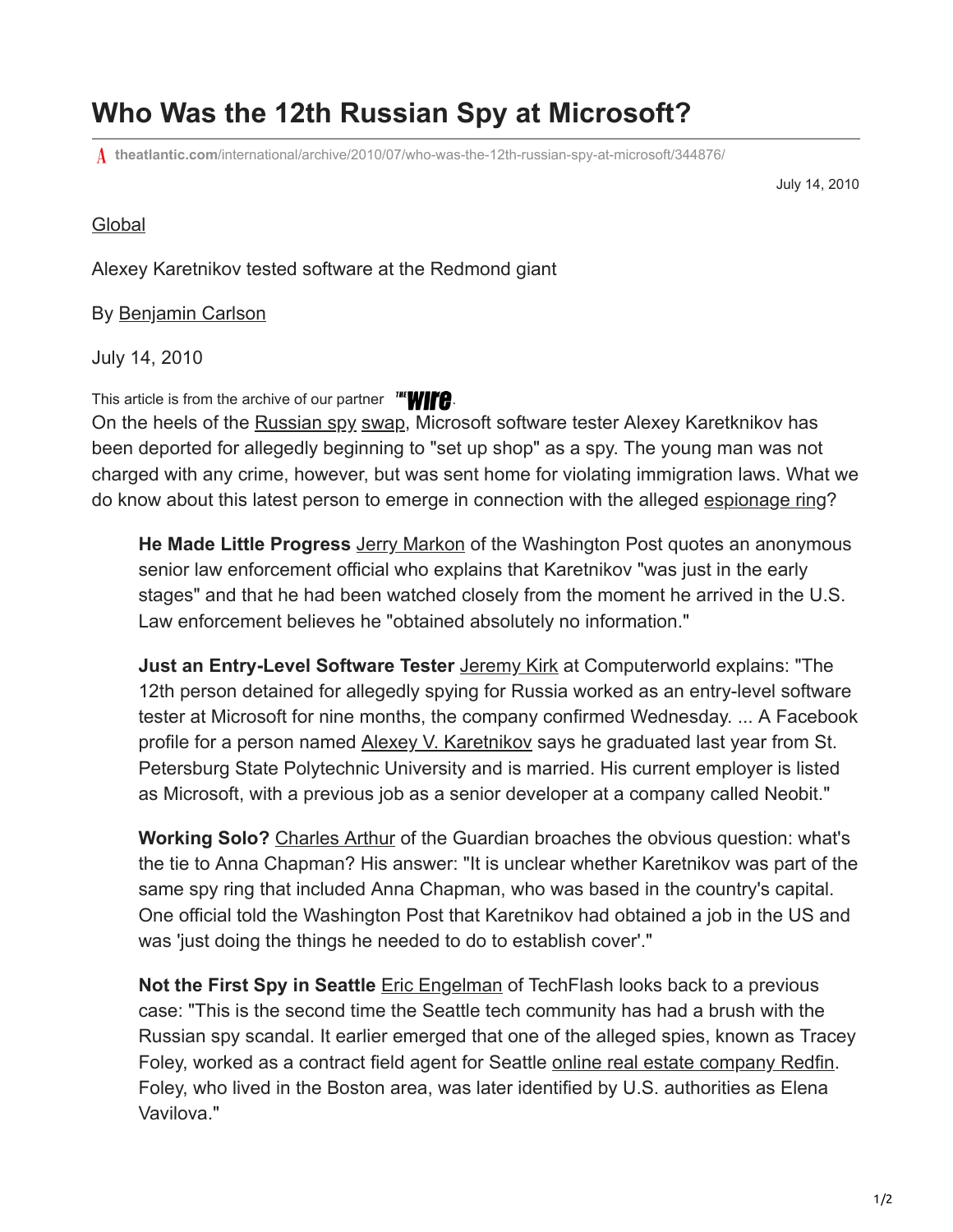# Who Was the 12th Russian Spy at Microsoft?

theatlantic.com/international/archive/2010/07/who-was-the-12th-russian-spy-at-microsoft/344876/

July 14, 2010

Global

Alexey Karetnikov tested software at the Redmond giant

By Benjamin Carlson

July 14, 2010

This article is from the archive of our partner The Wire.

On the heels of the Russian spy swap, Microsoft software tester Alexey Karetknikov has been deported for allegedly beginning to "set up shop" as a spy. The young man was not charged with any crime, however, but was sent home for violating immigration laws. What we do know about this latest person to emerge in connection with the alleged espionage ring?

> **He Made Little Progress** Jerry Markon of the Washington Post quotes an anonymous senior law enforcement official who explains that Karetnikov "was just in the early stages" and that he had been watched closely from the moment he arrived in the U.S. Law enforcement believes he "obtained absolutely no information."
>
> **Just an Entry-Level Software Tester** Jeremy Kirk at Computerworld explains: "The 12th person detained for allegedly spying for Russia worked as an entry-level software tester at Microsoft for nine months, the company confirmed Wednesday. ... A Facebook profile for a person named Alexey V. Karetnikov says he graduated last year from St. Petersburg State Polytechnic University and is married. His current employer is listed as Microsoft, with a previous job as a senior developer at a company called Neobit."
>
> **Working Solo?** Charles Arthur of the Guardian broaches the obvious question: what's the tie to Anna Chapman? His answer: "It is unclear whether Karetnikov was part of the same spy ring that included Anna Chapman, who was based in the country's capital. One official told the Washington Post that Karetnikov had obtained a job in the US and was 'just doing the things he needed to do to establish cover'."
>
> **Not the First Spy in Seattle** Eric Engelman of TechFlash looks back to a previous case: "This is the second time the Seattle tech community has had a brush with the Russian spy scandal. It earlier emerged that one of the alleged spies, known as Tracey Foley, worked as a contract field agent for Seattle online real estate company Redfin. Foley, who lived in the Boston area, was later identified by U.S. authorities as Elena Vavilova."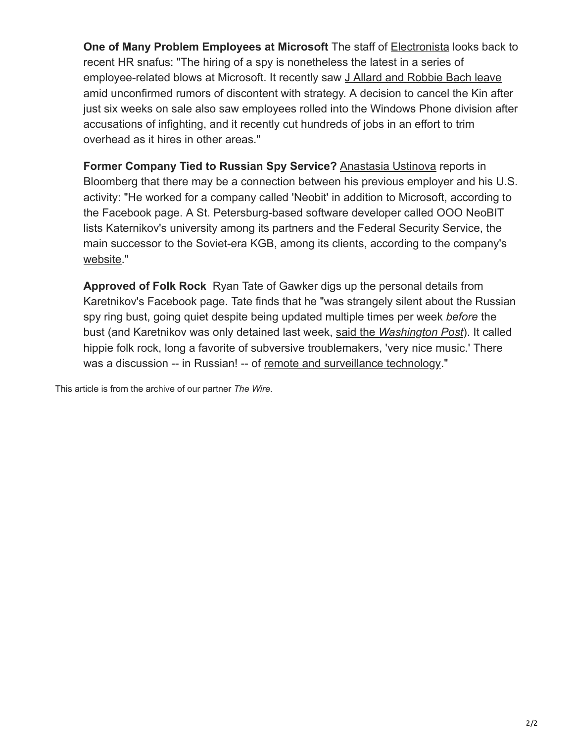**One of Many Problem Employees at Microsoft** The staff of Electronista looks back to recent HR snafus: "The hiring of a spy is nonetheless the latest in a series of employee-related blows at Microsoft. It recently saw J Allard and Robbie Bach leave amid unconfirmed rumors of discontent with strategy. A decision to cancel the Kin after just six weeks on sale also saw employees rolled into the Windows Phone division after accusations of infighting, and it recently cut hundreds of jobs in an effort to trim overhead as it hires in other areas."

**Former Company Tied to Russian Spy Service?** Anastasia Ustinova reports in Bloomberg that there may be a connection between his previous employer and his U.S. activity: "He worked for a company called 'Neobit' in addition to Microsoft, according to the Facebook page. A St. Petersburg-based software developer called OOO NeoBIT lists Katernikov's university among its partners and the Federal Security Service, the main successor to the Soviet-era KGB, among its clients, according to the company's website."

**Approved of Folk Rock** Ryan Tate of Gawker digs up the personal details from Karetnikov's Facebook page. Tate finds that he "was strangely silent about the Russian spy ring bust, going quiet despite being updated multiple times per week *before* the bust (and Karetnikov was only detained last week, said the *Washington Post*). It called hippie folk rock, long a favorite of subversive troublemakers, 'very nice music.' There was a discussion -- in Russian! -- of remote and surveillance technology."

This article is from the archive of our partner *The Wire*.